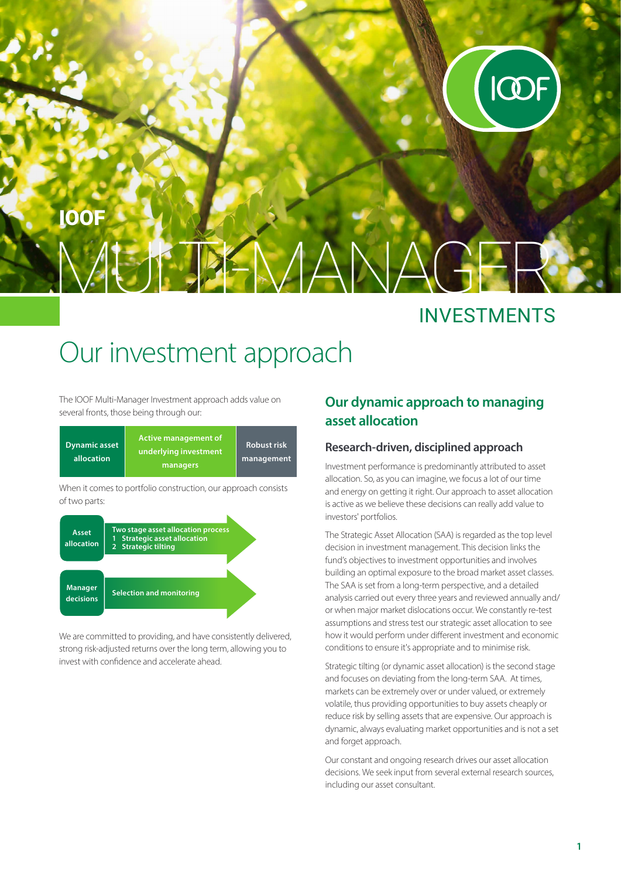# IOOF MULTI-MANAGER INVESTMENTS

# Our investment approach

The IOOF Multi-Manager Investment approach adds value on several fronts, those being through our:

| Dynamic asset allocation | Active management of underlying investment managers | Robust risk management |
|---|---|---|

When it comes to portfolio construction, our approach consists of two parts:

| | |
|---|---|
| **Asset allocation** | Two stage asset allocation process<br>1 Strategic asset allocation<br>2 Strategic tilting |
| **Manager decisions** | Selection and monitoring |

We are committed to providing, and have consistently delivered, strong risk-adjusted returns over the long term, allowing you to invest with confidence and accelerate ahead.

## Our dynamic approach to managing asset allocation

### Research-driven, disciplined approach

Investment performance is predominantly attributed to asset allocation. So, as you can imagine, we focus a lot of our time and energy on getting it right. Our approach to asset allocation is active as we believe these decisions can really add value to investors' portfolios.

The Strategic Asset Allocation (SAA) is regarded as the top level decision in investment management. This decision links the fund's objectives to investment opportunities and involves building an optimal exposure to the broad market asset classes. The SAA is set from a long-term perspective, and a detailed analysis carried out every three years and reviewed annually and/or when major market dislocations occur. We constantly re-test assumptions and stress test our strategic asset allocation to see how it would perform under different investment and economic conditions to ensure it's appropriate and to minimise risk.

Strategic tilting (or dynamic asset allocation) is the second stage and focuses on deviating from the long-term SAA. At times, markets can be extremely over or under valued, or extremely volatile, thus providing opportunities to buy assets cheaply or reduce risk by selling assets that are expensive. Our approach is dynamic, always evaluating market opportunities and is not a set and forget approach.

Our constant and ongoing research drives our asset allocation decisions. We seek input from several external research sources, including our asset consultant.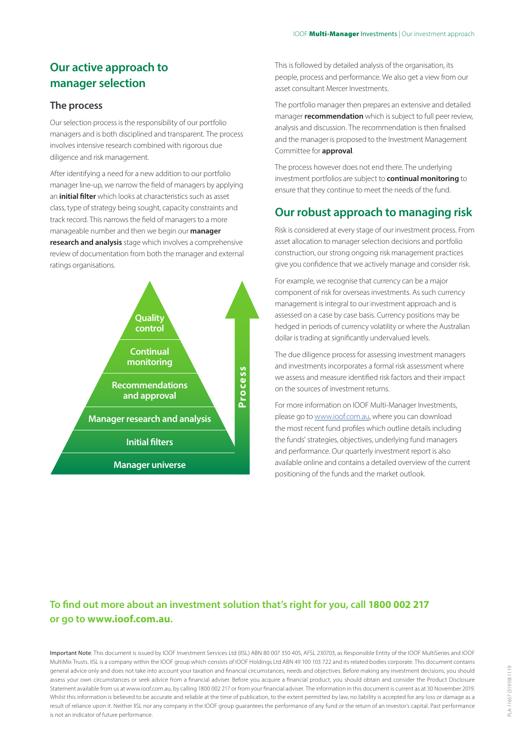## Our active approach to manager selection

### The process

Our selection process is the responsibility of our portfolio managers and is both disciplined and transparent. The process involves intensive research combined with rigorous due diligence and risk management.

After identifying a need for a new addition to our portfolio manager line-up, we narrow the field of managers by applying an **initial filter** which looks at characteristics such as asset class, type of strategy being sought, capacity constraints and track record. This narrows the field of managers to a more manageable number and then we begin our **manager research and analysis** stage which involves a comprehensive review of documentation from both the manager and external ratings organisations.

Quality control

Continual monitoring

Recommendations and approval

Manager research and analysis

Initial filters

Manager universe

Process

This is followed by detailed analysis of the organisation, its people, process and performance. We also get a view from our asset consultant Mercer Investments.

The portfolio manager then prepares an extensive and detailed manager **recommendation** which is subject to full peer review, analysis and discussion. The recommendation is then finalised and the manager is proposed to the Investment Management Committee for **approval**.

The process however does not end there. The underlying investment portfolios are subject to **continual monitoring** to ensure that they continue to meet the needs of the fund.

## Our robust approach to managing risk

Risk is considered at every stage of our investment process. From asset allocation to manager selection decisions and portfolio construction, our strong ongoing risk management practices give you confidence that we actively manage and consider risk.

For example, we recognise that currency can be a major component of risk for overseas investments. As such currency management is integral to our investment approach and is assessed on a case by case basis. Currency positions may be hedged in periods of currency volatility or where the Australian dollar is trading at significantly undervalued levels.

The due diligence process for assessing investment managers and investments incorporates a formal risk assessment where we assess and measure identified risk factors and their impact on the sources of investment returns.

For more information on IOOF Multi-Manager Investments, please go to www.ioof.com.au, where you can download the most recent fund profiles which outline details including the funds' strategies, objectives, underlying fund managers and performance. Our quarterly investment report is also available online and contains a detailed overview of the current positioning of the funds and the market outlook.

**To find out more about an investment solution that's right for you, call 1800 002 217 or go to www.ioof.com.au.**

Important Note: This document is issued by IOOF Investment Services Ltd (IISL) ABN 80 007 350 405, AFSL 230703, as Responsible Entity of the IOOF MultiSeries and IOOF MultiMix Trusts. IISL is a company within the IOOF group which consists of IOOF Holdings Ltd ABN 49 100 103 722 and its related bodies corporate. This document contains general advice only and does not take into account your taxation and financial circumstances, needs and objectives. Before making any investment decisions, you should assess your own circumstances or seek advice from a financial adviser. Before you acquire a financial product, you should obtain and consider the Product Disclosure Statement available from us at www.ioof.com.au, by calling 1800 002 217 or from your financial adviser. The information in this document is current as at 30 November 2019. Whilst this information is believed to be accurate and reliable at the time of publication, to the extent permitted by law, no liability is accepted for any loss or damage as a result of reliance upon it. Neither IISL nor any company in the IOOF group guarantees the performance of any fund or the return of an investor's capital. Past performance is not an indicator of future performance.

PLA-11657 (51959) 1119